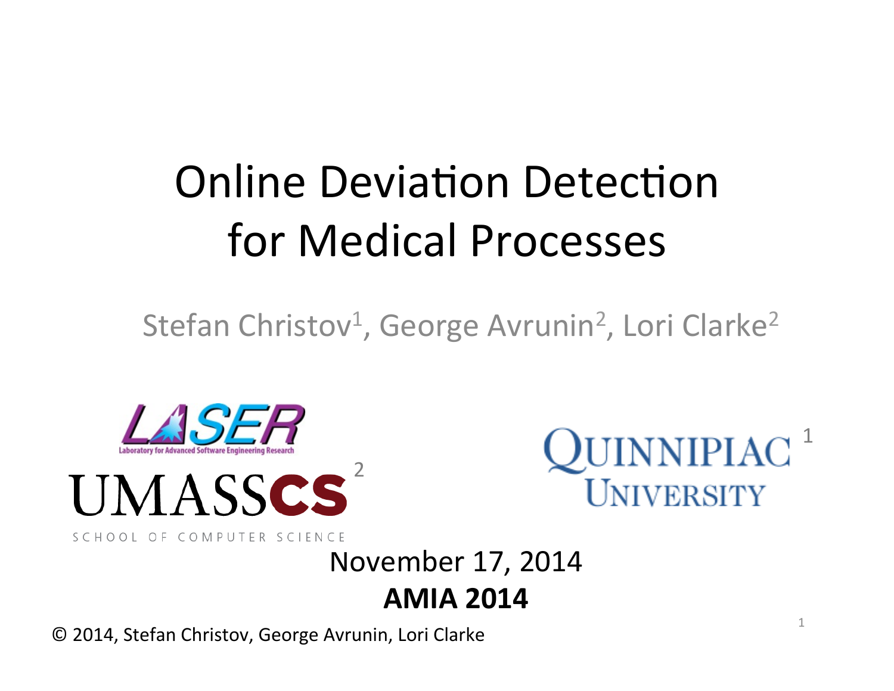# Online Deviation Detection for Medical Processes

Stefan Christov[1], George Avrunin[2], Lori Clarke[2]

LASER — Laboratory for Advanced Software Engineering Research

UMASS CS[2] — School of Computer Science

Quinnipiac University[1]

November 17, 2014

**AMIA 2014**

© 2014, Stefan Christov, George Avrunin, Lori Clarke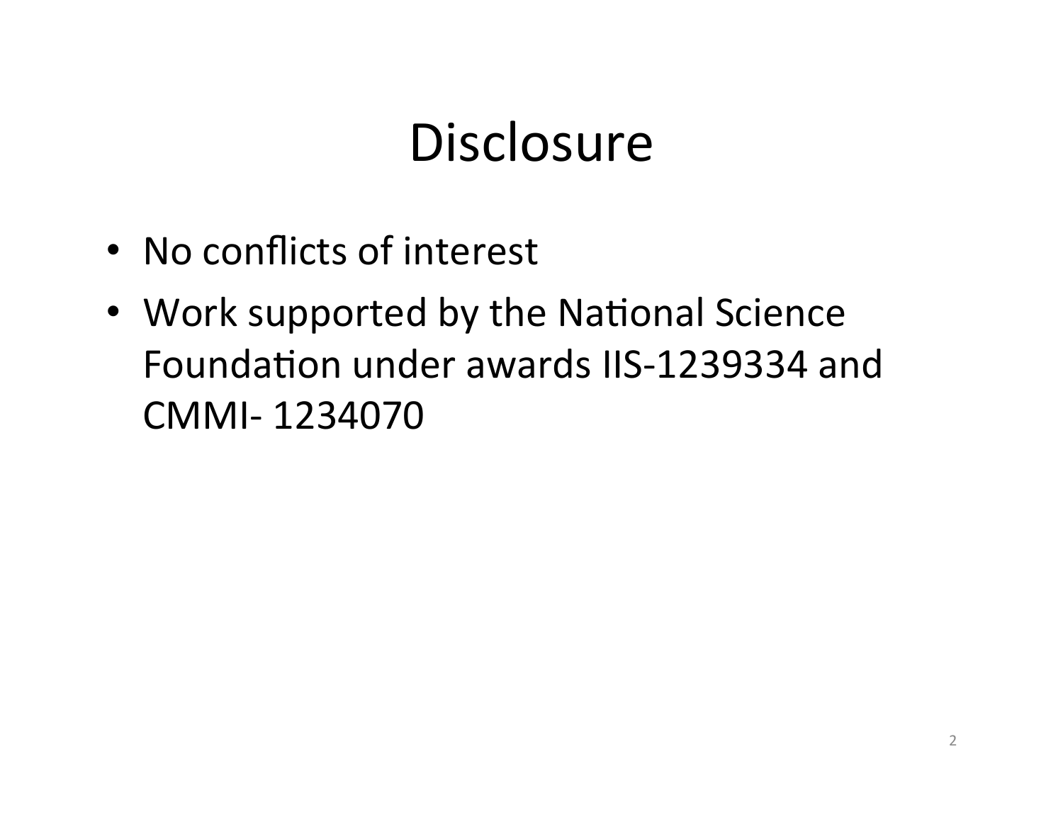# Disclosure

- No conflicts of interest
- Work supported by the National Science Foundation under awards IIS-1239334 and CMMI- 1234070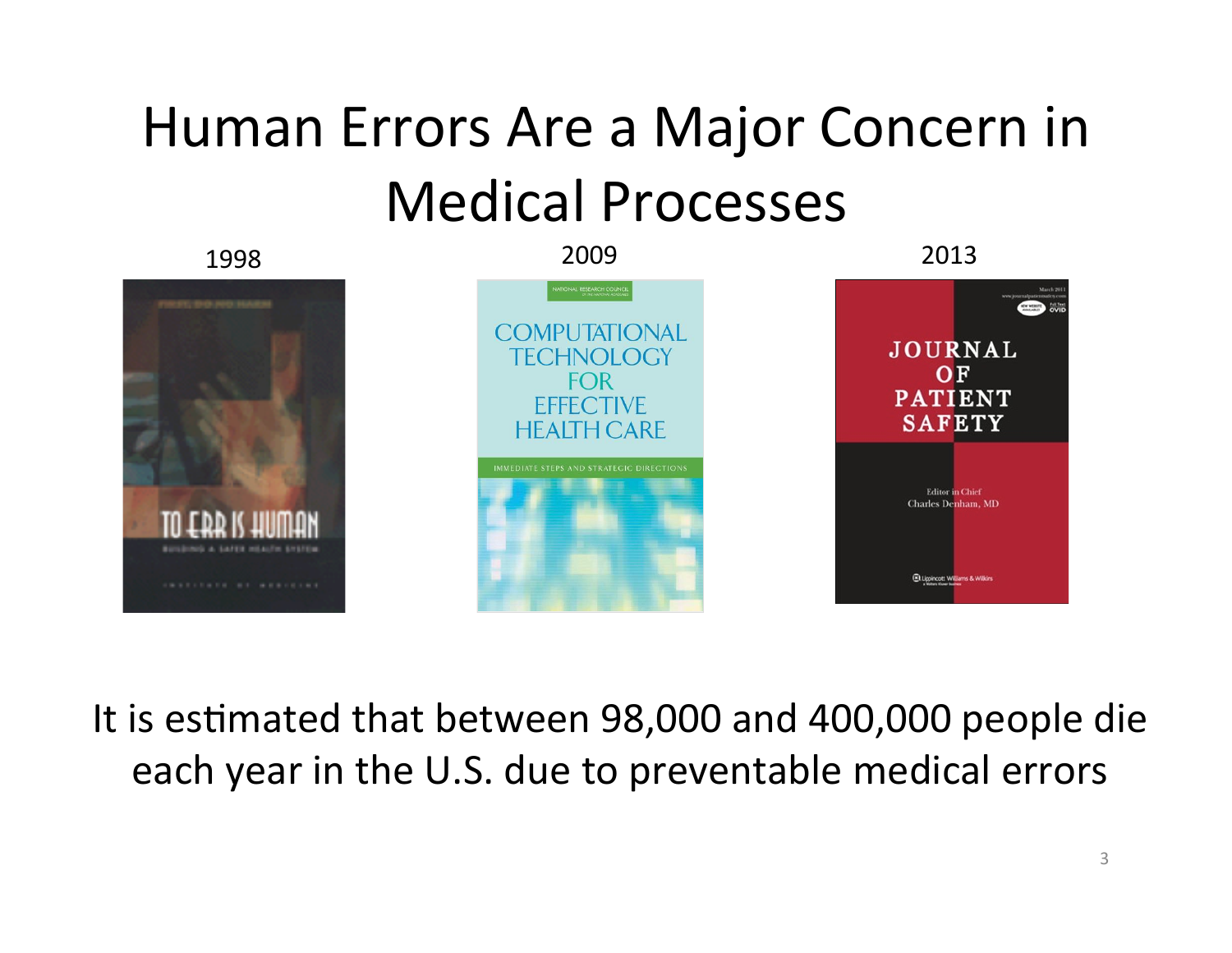# Human Errors Are a Major Concern in Medical Processes

1998

2009

2013

It is estimated that between 98,000 and 400,000 people die each year in the U.S. due to preventable medical errors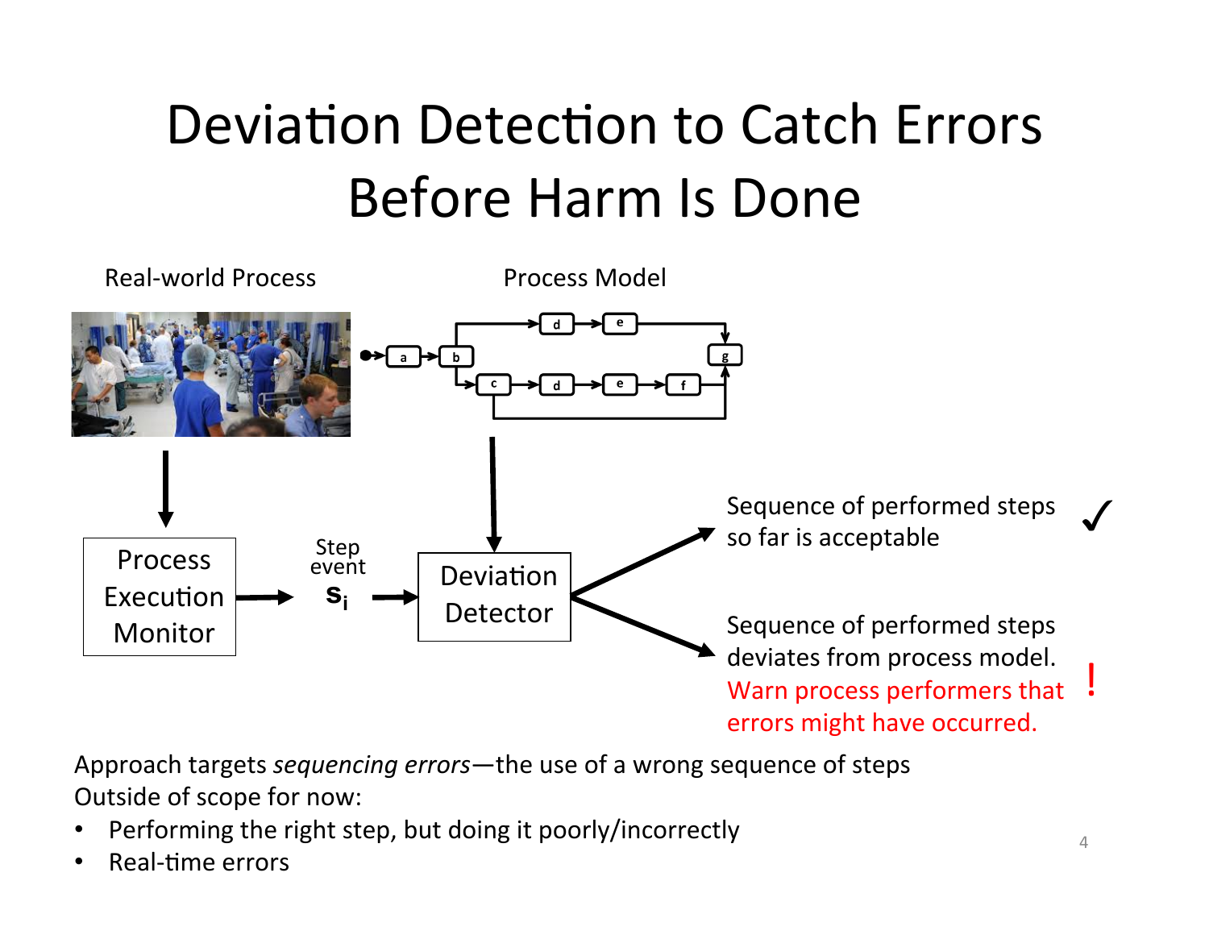# Deviation Detection to Catch Errors Before Harm Is Done

Real-world Process

Process Model

Process Execution Monitor

Step event $s_i$

Deviation Detector

Sequence of performed steps so far is acceptable ✓

Sequence of performed steps deviates from process model. Warn process performers that errors might have occurred. !

Approach targets *sequencing errors*—the use of a wrong sequence of steps

Outside of scope for now:

- Performing the right step, but doing it poorly/incorrectly
- Real-time errors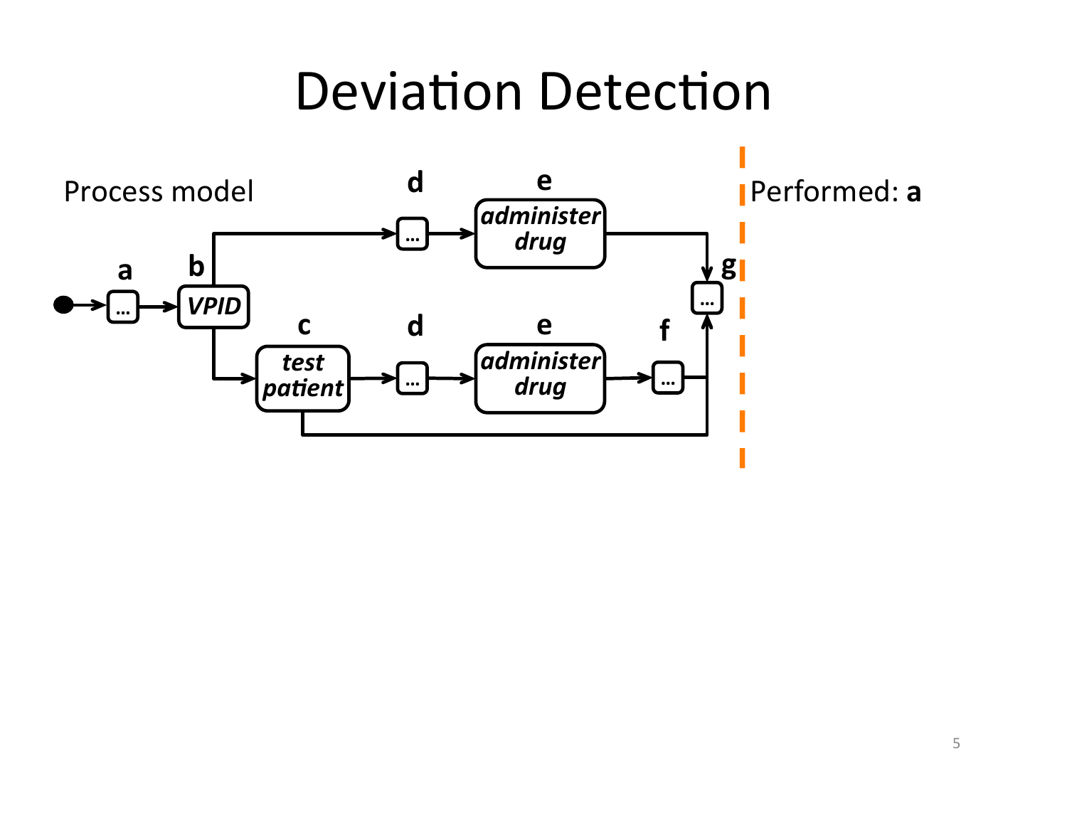# Deviation Detection

Process model

a b c d e f g

VPID

test patient

administer drug

administer drug

Performed: **a**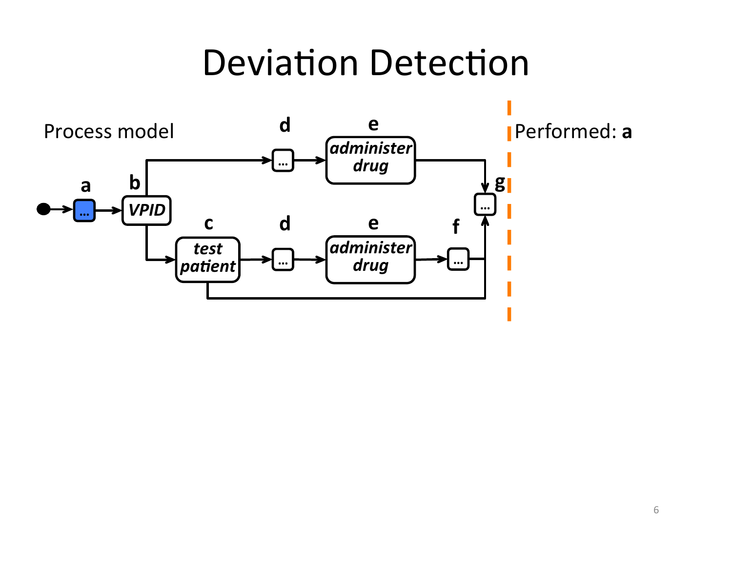# Deviation Detection

Process model

a b VPID c test patient d e administer drug d e administer drug f g

Performed: **a**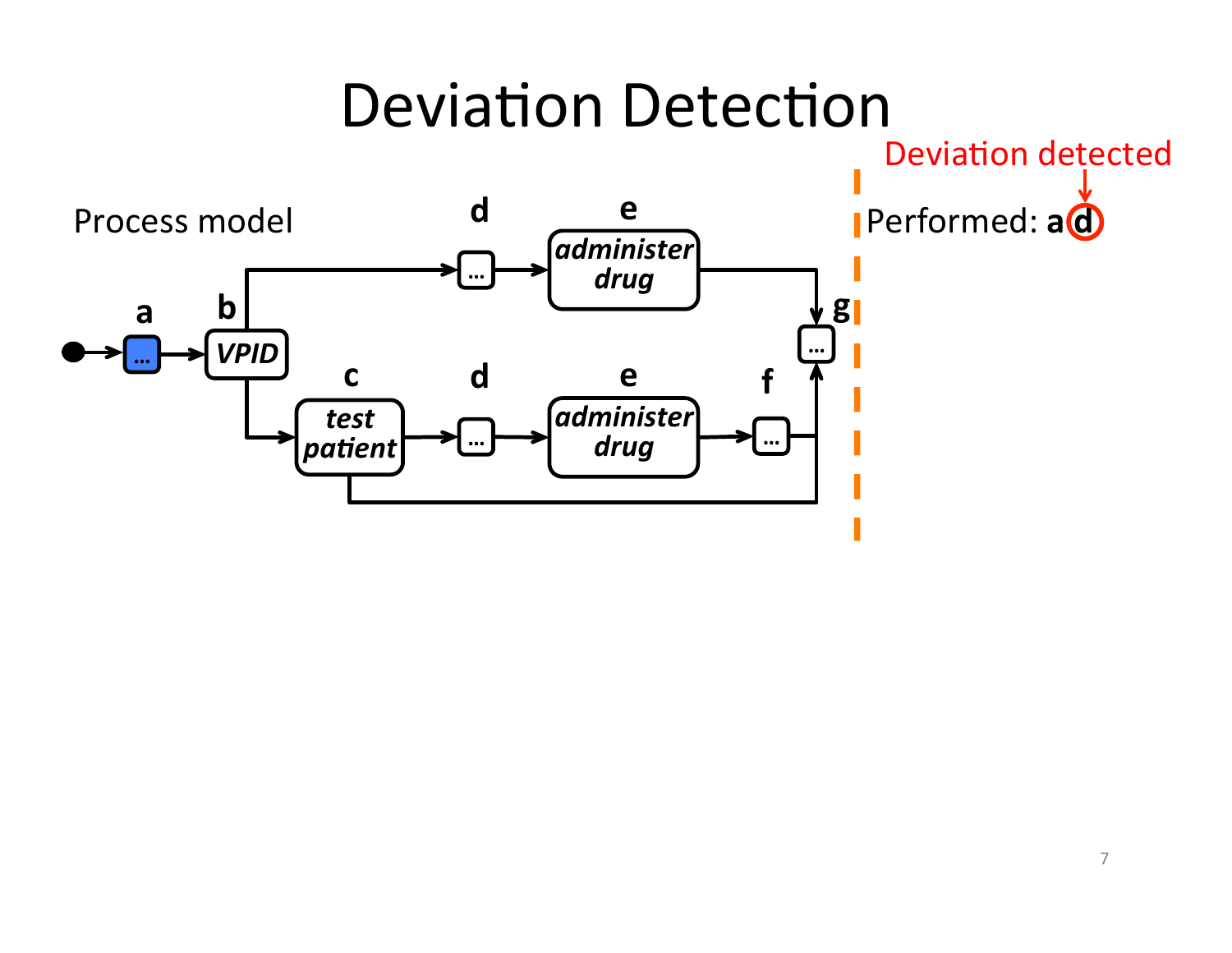# Deviation Detection

Process model

a — ... → b — *VPID*

- d — ... → e — *administer drug* → g — ...
- c — *test patient* → d — ... → e — *administer drug* → f — ... → g — ...

Deviation detected

Performed: **a d**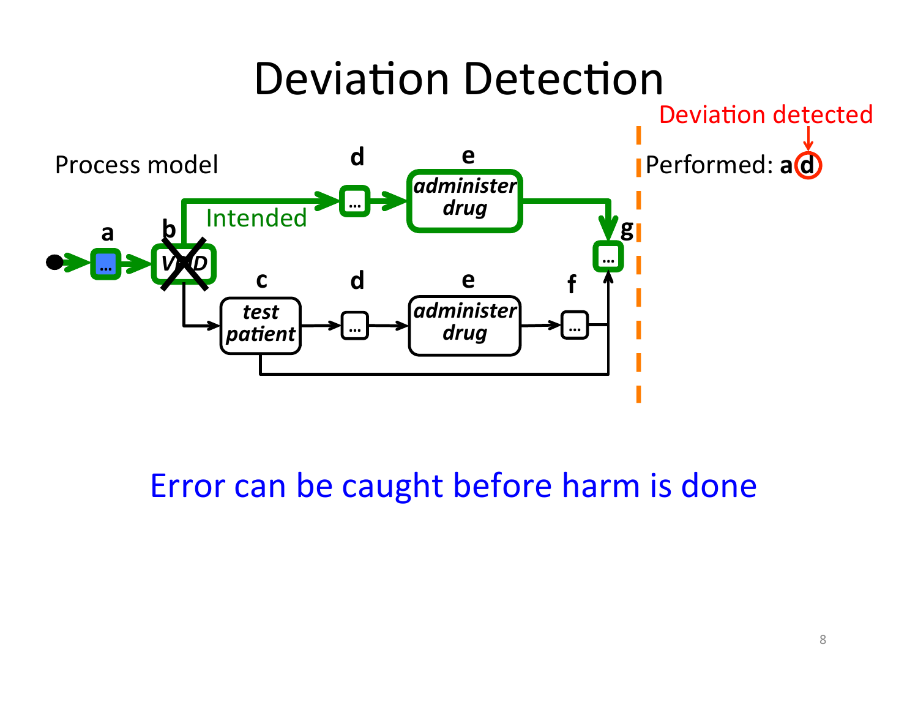# Deviation Detection

Deviation detected

Process model

Performed: a d

a b VAD c test patient d e administer drug f g

Intended d e administer drug

Error can be caught before harm is done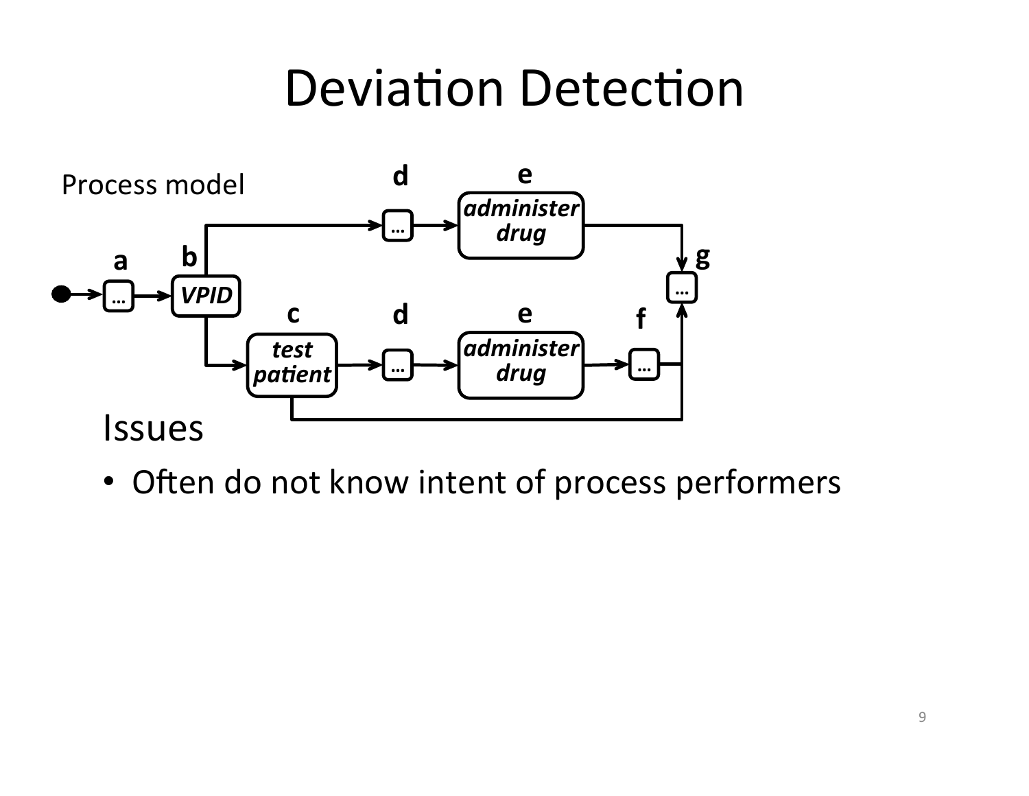# Deviation Detection

Process model

Issues

- Often do not know intent of process performers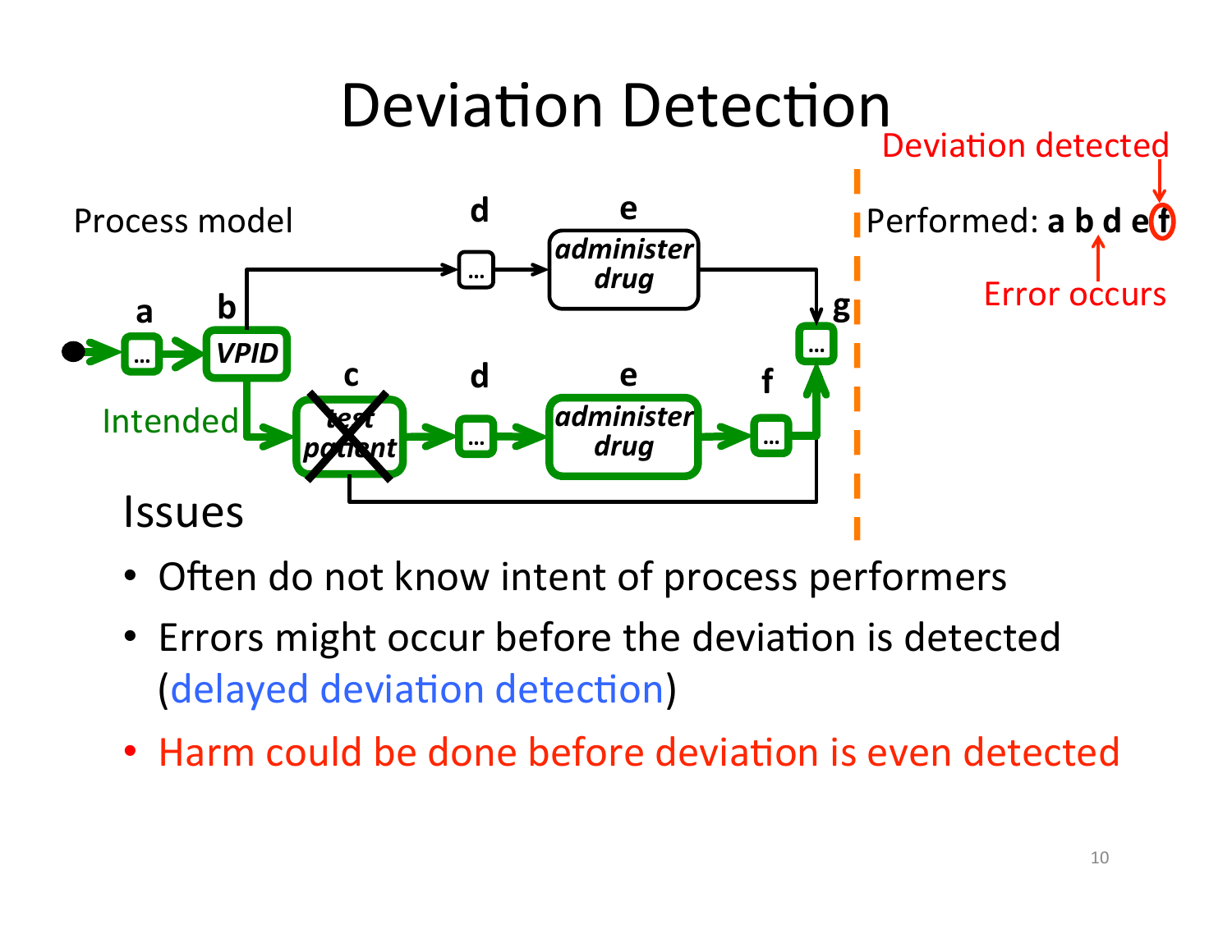# Deviation Detection

Process model

Deviation detected

Performed: **a b d e f**

Error occurs

Intended

a, b (VPID), c (test patient), d, e (administer drug), f, g

Issues

- Often do not know intent of process performers
- Errors might occur before the deviation is detected (delayed deviation detection)
- Harm could be done before deviation is even detected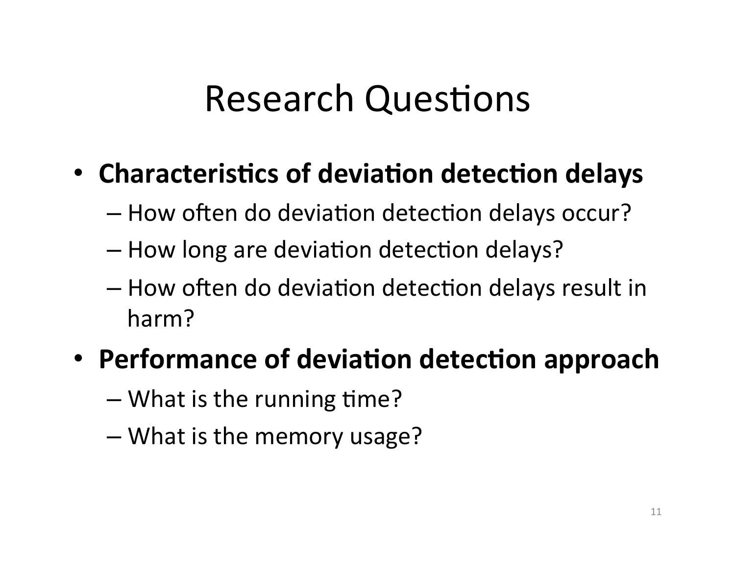# Research Questions

- **Characteristics of deviation detection delays**
  - How often do deviation detection delays occur?
  - How long are deviation detection delays?
  - How often do deviation detection delays result in harm?
- **Performance of deviation detection approach**
  - What is the running time?
  - What is the memory usage?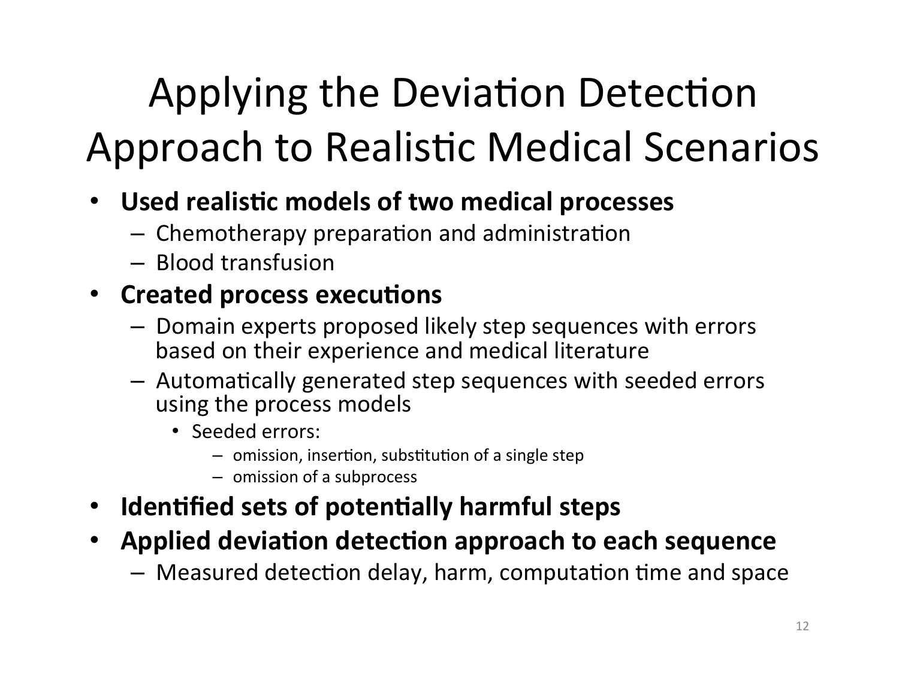# Applying the Deviation Detection Approach to Realistic Medical Scenarios

- **Used realistic models of two medical processes**
  - Chemotherapy preparation and administration
  - Blood transfusion
- **Created process executions**
  - Domain experts proposed likely step sequences with errors based on their experience and medical literature
  - Automatically generated step sequences with seeded errors using the process models
    - Seeded errors:
      - omission, insertion, substitution of a single step
      - omission of a subprocess
- **Identified sets of potentially harmful steps**
- **Applied deviation detection approach to each sequence**
  - Measured detection delay, harm, computation time and space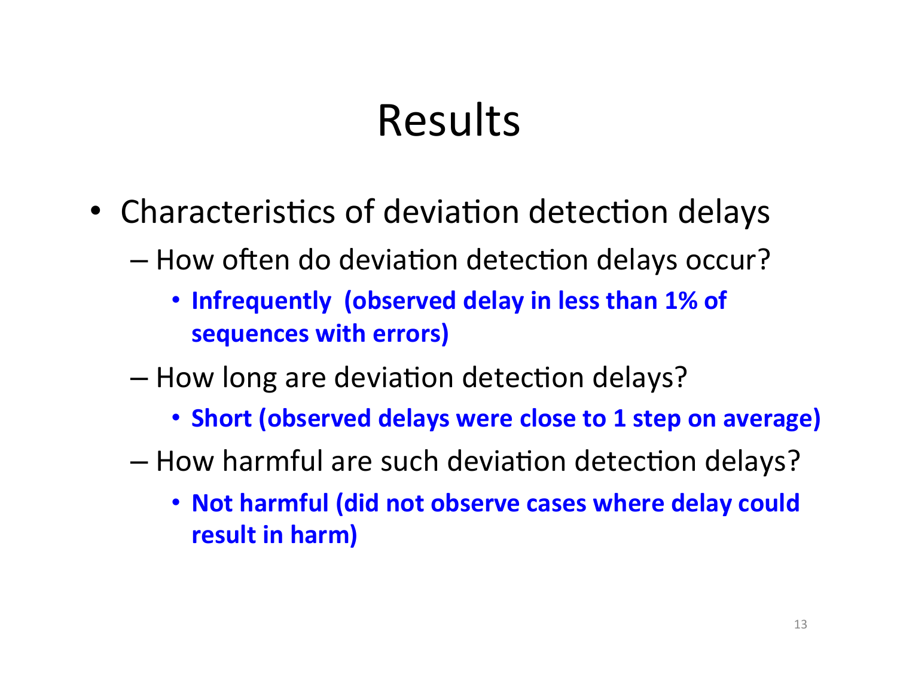# Results

- Characteristics of deviation detection delays
  - How often do deviation detection delays occur?
    - **Infrequently (observed delay in less than 1% of sequences with errors)**
  - How long are deviation detection delays?
    - **Short (observed delays were close to 1 step on average)**
  - How harmful are such deviation detection delays?
    - **Not harmful (did not observe cases where delay could result in harm)**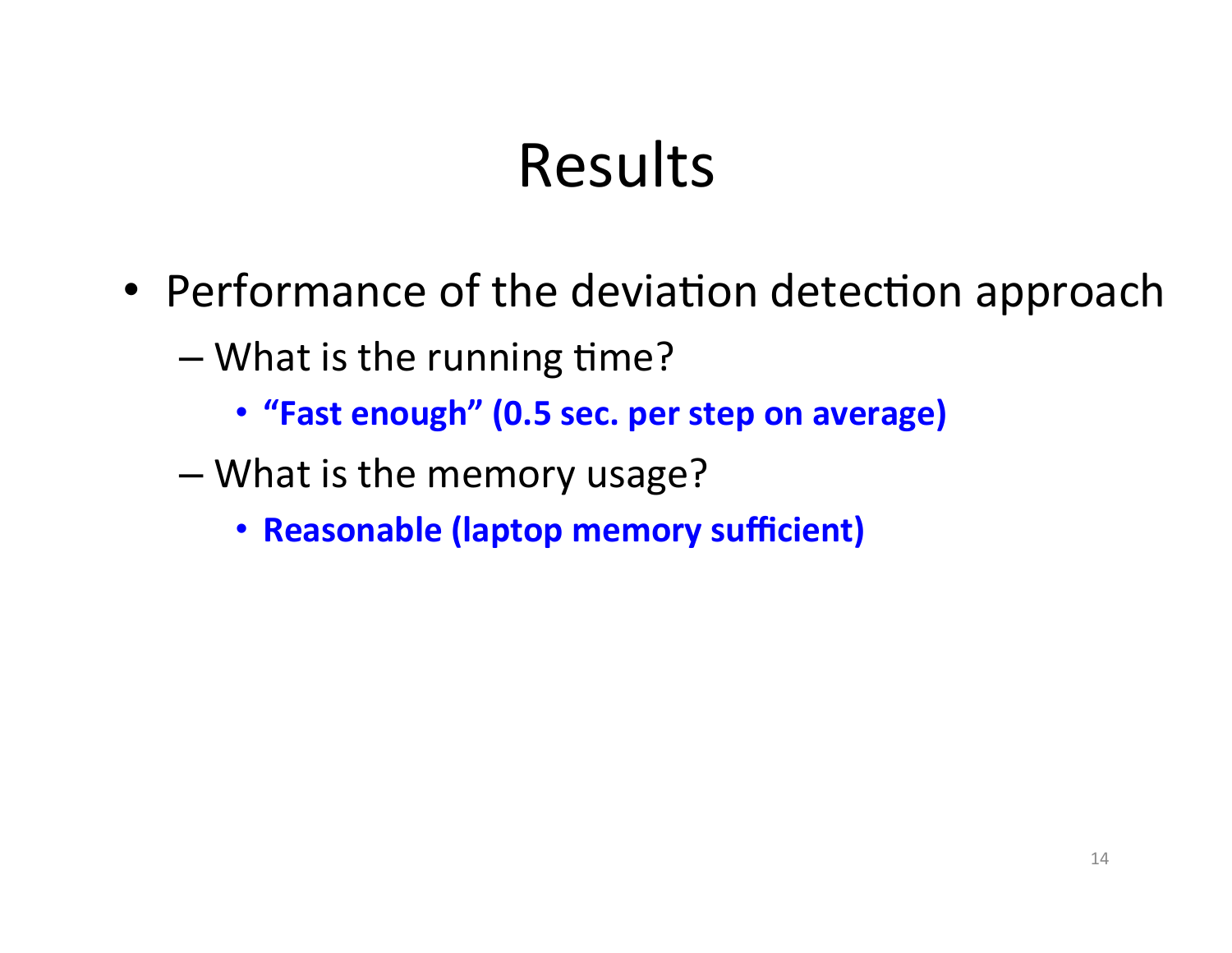# Results

- Performance of the deviation detection approach
  - What is the running time?
    - **“Fast enough” (0.5 sec. per step on average)**
  - What is the memory usage?
    - **Reasonable (laptop memory sufficient)**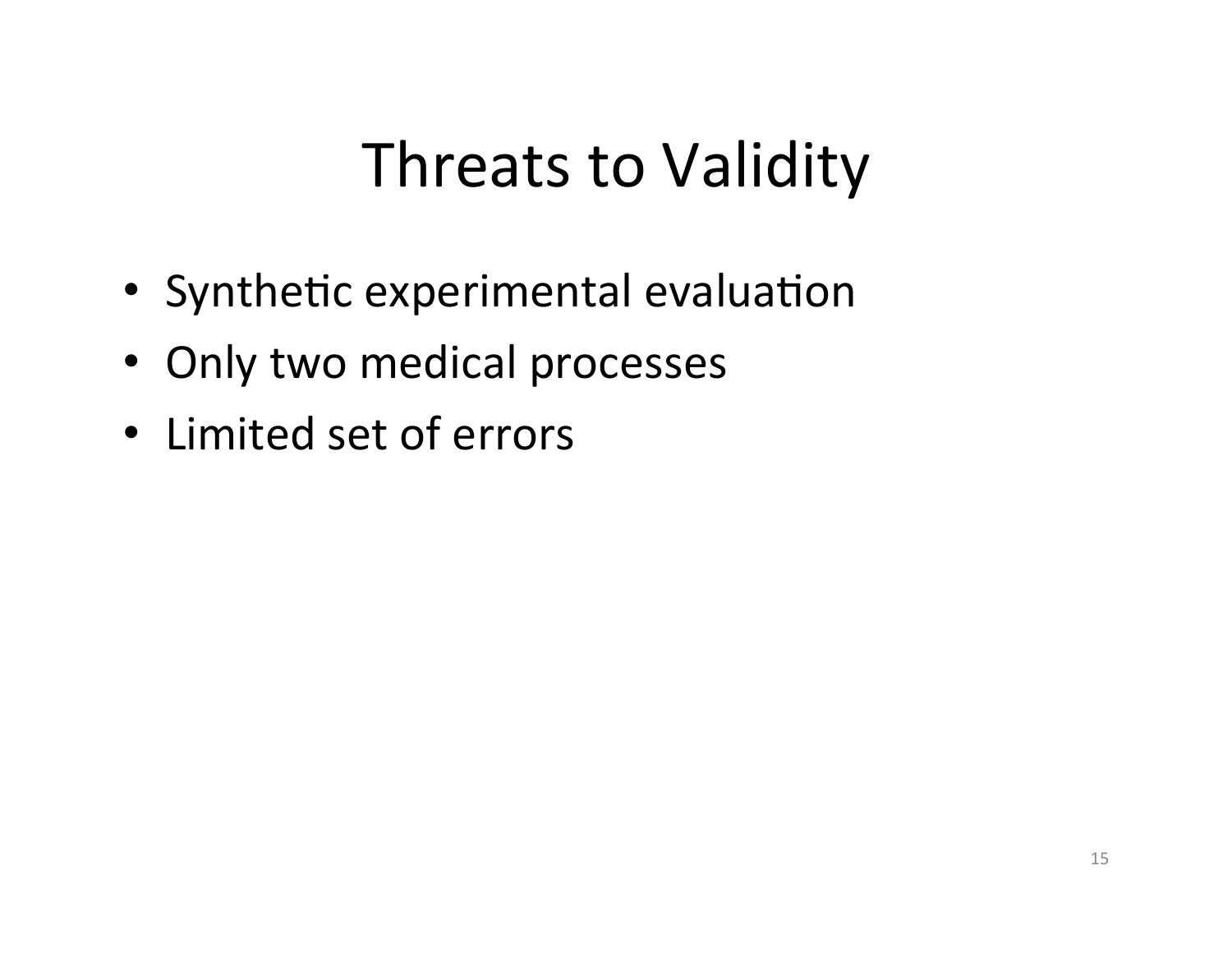# Threats to Validity

- Synthetic experimental evaluation
- Only two medical processes
- Limited set of errors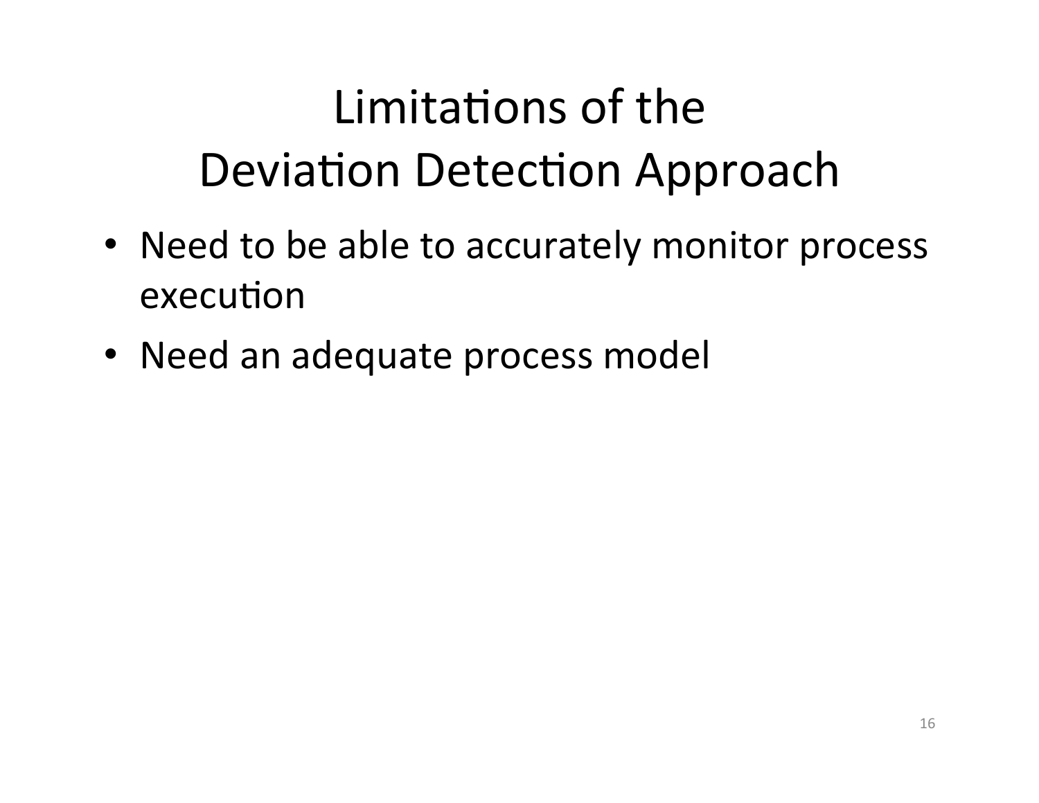# Limitations of the Deviation Detection Approach

- Need to be able to accurately monitor process execution
- Need an adequate process model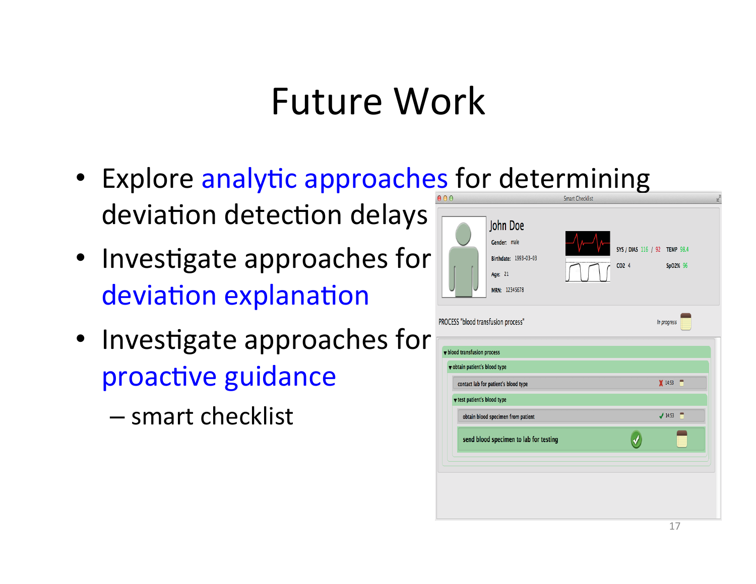# Future Work

- Explore analytic approaches for determining deviation detection delays
- Investigate approaches for deviation explanation
- Investigate approaches for proactive guidance
  - smart checklist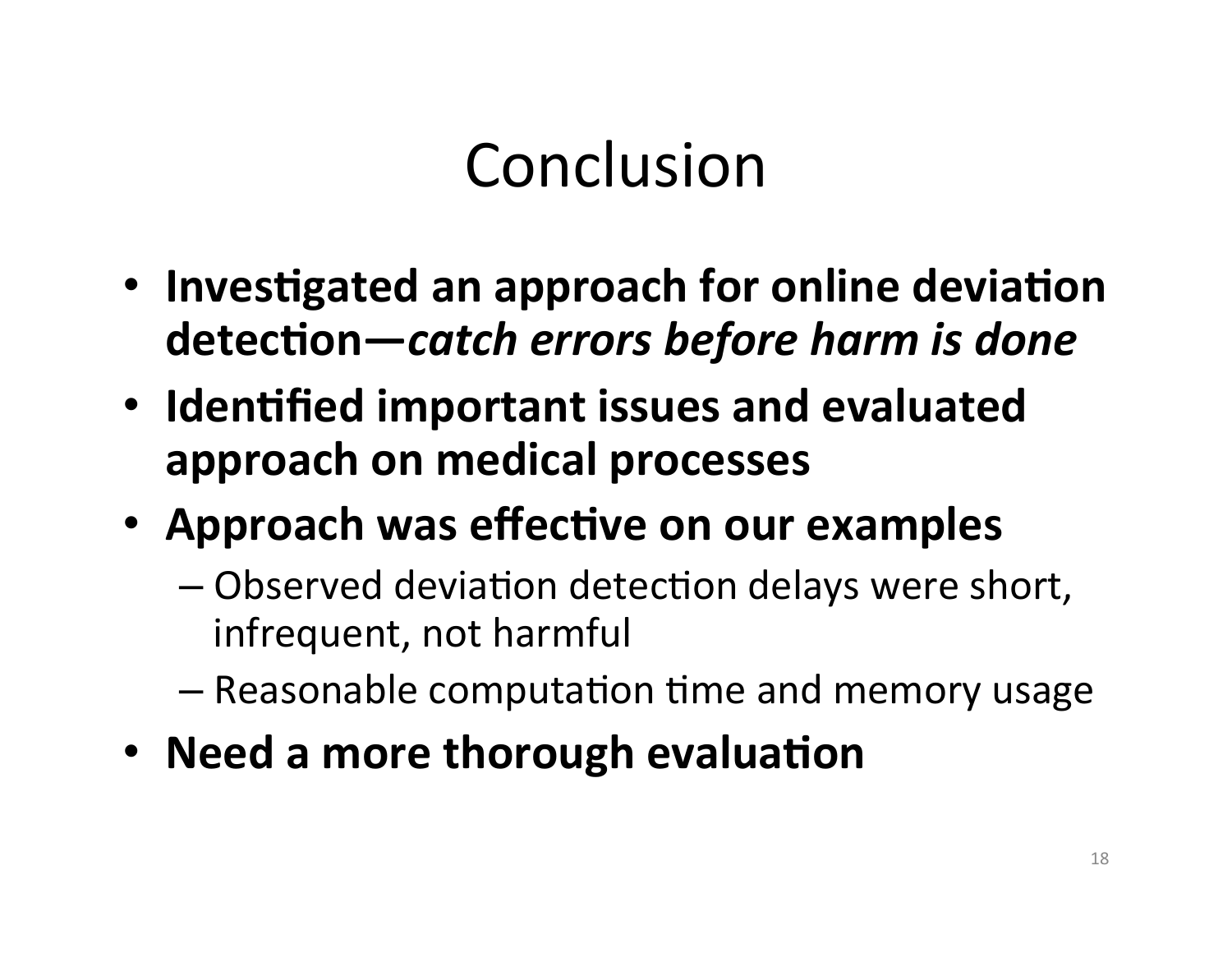# Conclusion

- **Investigated an approach for online deviation detection—*catch errors before harm is done***
- **Identified important issues and evaluated approach on medical processes**
- **Approach was effective on our examples**
  - Observed deviation detection delays were short, infrequent, not harmful
  - Reasonable computation time and memory usage
- **Need a more thorough evaluation**